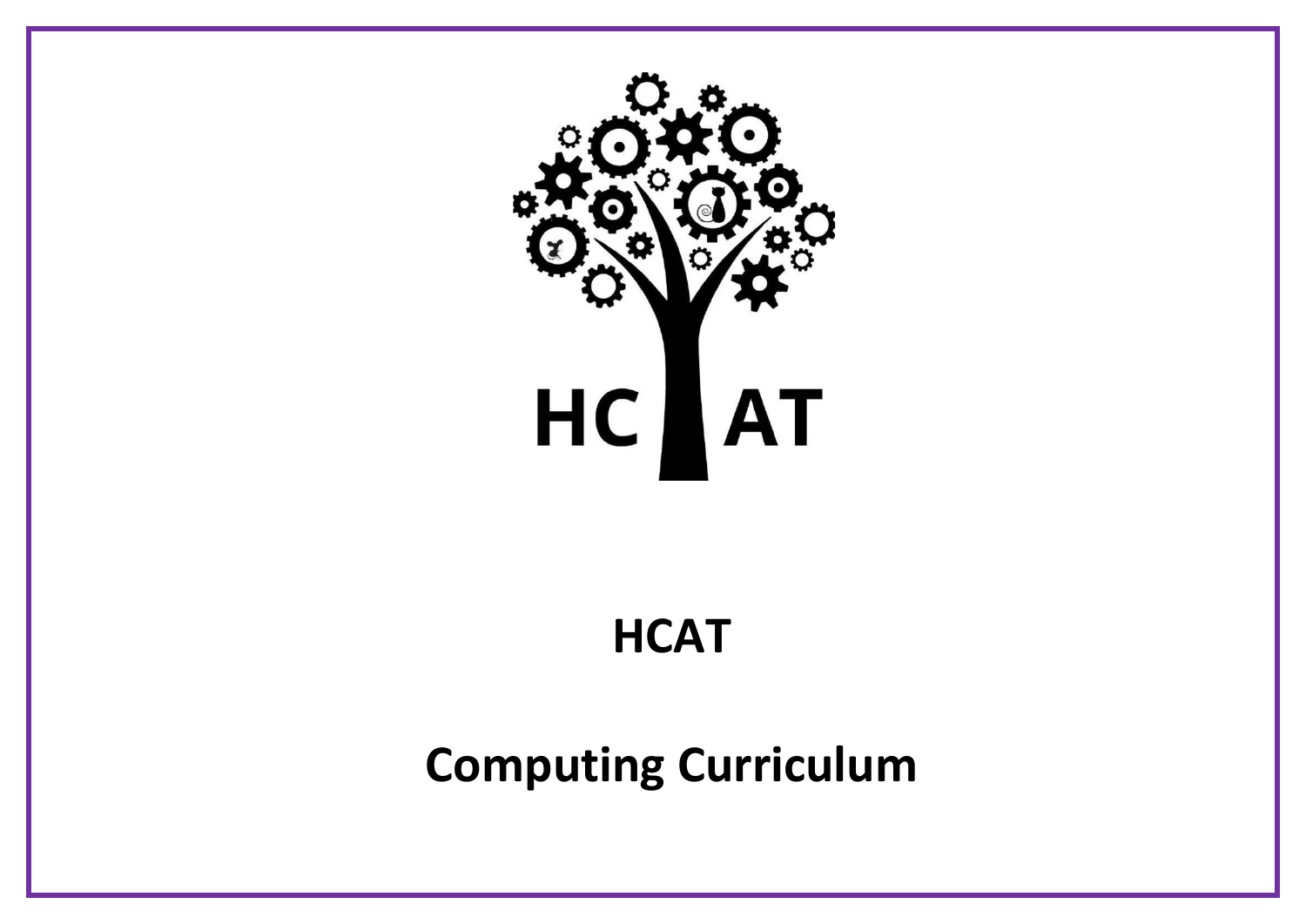# HCAT

# Computing Curriculum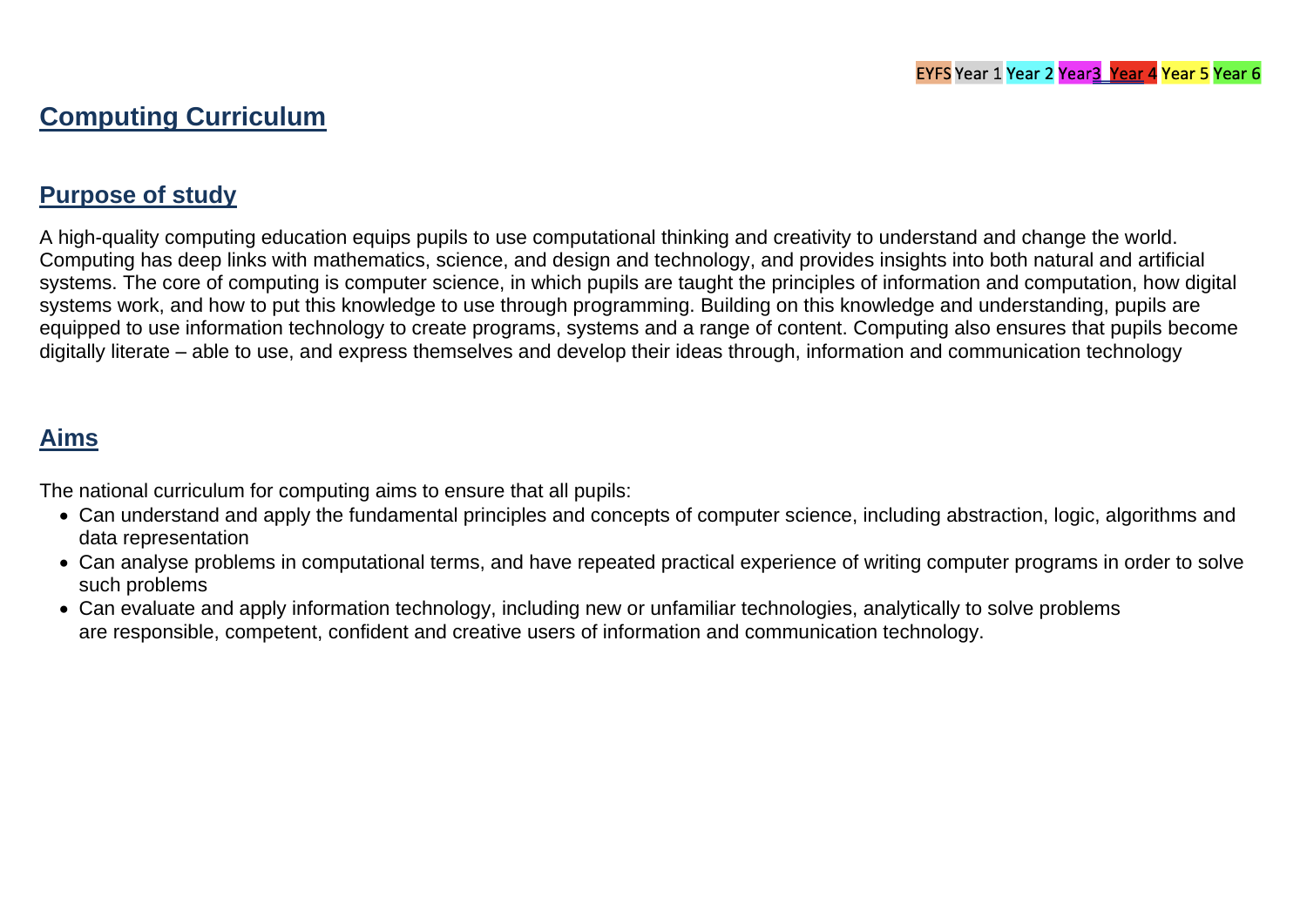EYFS Year 1 Year 2 Year3 Year 4 Year 5 Year 6

# Computing Curriculum

## Purpose of study

A high-quality computing education equips pupils to use computational thinking and creativity to understand and change the world. Computing has deep links with mathematics, science, and design and technology, and provides insights into both natural and artificial systems. The core of computing is computer science, in which pupils are taught the principles of information and computation, how digital systems work, and how to put this knowledge to use through programming. Building on this knowledge and understanding, pupils are equipped to use information technology to create programs, systems and a range of content. Computing also ensures that pupils become digitally literate – able to use, and express themselves and develop their ideas through, information and communication technology

## Aims

The national curriculum for computing aims to ensure that all pupils:

- Can understand and apply the fundamental principles and concepts of computer science, including abstraction, logic, algorithms and data representation
- Can analyse problems in computational terms, and have repeated practical experience of writing computer programs in order to solve such problems
- Can evaluate and apply information technology, including new or unfamiliar technologies, analytically to solve problems
  are responsible, competent, confident and creative users of information and communication technology.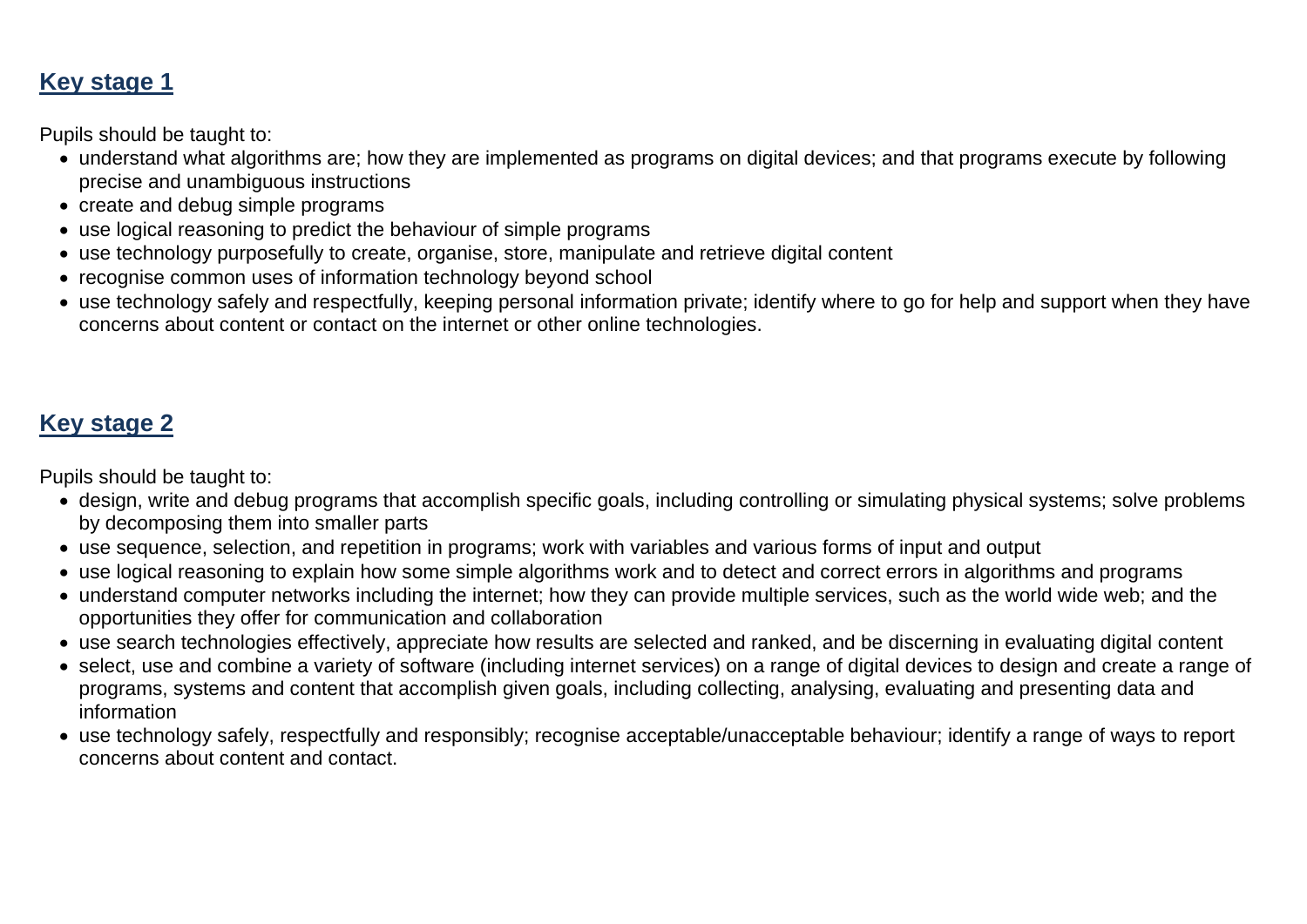## Key stage 1

Pupils should be taught to:

- understand what algorithms are; how they are implemented as programs on digital devices; and that programs execute by following precise and unambiguous instructions
- create and debug simple programs
- use logical reasoning to predict the behaviour of simple programs
- use technology purposefully to create, organise, store, manipulate and retrieve digital content
- recognise common uses of information technology beyond school
- use technology safely and respectfully, keeping personal information private; identify where to go for help and support when they have concerns about content or contact on the internet or other online technologies.

## Key stage 2

Pupils should be taught to:

- design, write and debug programs that accomplish specific goals, including controlling or simulating physical systems; solve problems by decomposing them into smaller parts
- use sequence, selection, and repetition in programs; work with variables and various forms of input and output
- use logical reasoning to explain how some simple algorithms work and to detect and correct errors in algorithms and programs
- understand computer networks including the internet; how they can provide multiple services, such as the world wide web; and the opportunities they offer for communication and collaboration
- use search technologies effectively, appreciate how results are selected and ranked, and be discerning in evaluating digital content
- select, use and combine a variety of software (including internet services) on a range of digital devices to design and create a range of programs, systems and content that accomplish given goals, including collecting, analysing, evaluating and presenting data and information
- use technology safely, respectfully and responsibly; recognise acceptable/unacceptable behaviour; identify a range of ways to report concerns about content and contact.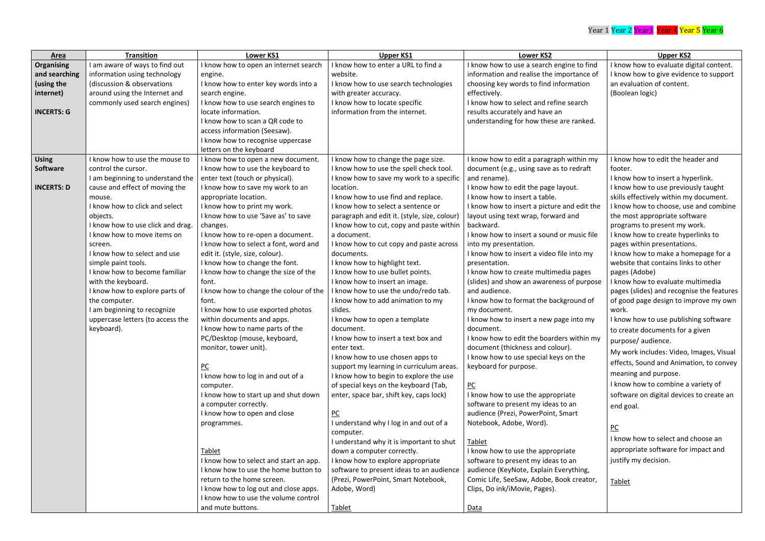Year 1 Year 2 Year3 Year 4 Year 5 Year 6

| Area | Transition | Lower KS1 | Upper KS1 | Lower KS2 | Upper KS2 |
|---|---|---|---|---|---|
| **Organising and searching (using the internet)**<br><br>**INCERTS: G** | I am aware of ways to find out information using technology (discussion & observations around using the Internet and commonly used search engines) | I know how to open an internet search engine.<br>I know how to enter key words into a search engine.<br>I know how to use search engines to locate information.<br>I know how to scan a QR code to access information (Seesaw).<br>I know how to recognise uppercase letters on the keyboard | I know how to enter a URL to find a website.<br>I know how to use search technologies with greater accuracy.<br>I know how to locate specific information from the internet. | I know how to use a search engine to find information and realise the importance of choosing key words to find information effectively.<br>I know how to select and refine search results accurately and have an understanding for how these are ranked. | I know how to evaluate digital content.<br>I know how to give evidence to support an evaluation of content.<br>(Boolean logic) |
| **Using Software**<br><br>**INCERTS: D** | I know how to use the mouse to control the cursor.<br>I am beginning to understand the cause and effect of moving the mouse.<br>I know how to click and select objects.<br>I know how to use click and drag.<br>I know how to move items on screen.<br>I know how to select and use simple paint tools.<br>I know how to become familiar with the keyboard.<br>I know how to explore parts of the computer.<br>I am beginning to recognize uppercase letters (to access the keyboard). | I know how to open a new document.<br>I know how to use the keyboard to enter text (touch or physical).<br>I know how to save my work to an appropriate location.<br>I know how to print my work.<br>I know how to use 'Save as' to save changes.<br>I know how to re-open a document.<br>I know how to select a font, word and edit it. (style, size, colour).<br>I know how to change the font.<br>I know how to change the size of the font.<br>I know how to change the colour of the font.<br>I know how to use exported photos within documents and apps.<br>I know how to name parts of the PC/Desktop (mouse, keyboard, monitor, tower unit).<br><br>PC<br>I know how to log in and out of a computer.<br>I know how to start up and shut down a computer correctly.<br>I know how to open and close programmes.<br><br>Tablet<br>I know how to select and start an app.<br>I know how to use the home button to return to the home screen.<br>I know how to log out and close apps.<br>I know how to use the volume control and mute buttons. | I know how to change the page size.<br>I know how to use the spell check tool.<br>I know how to save my work to a specific location.<br>I know how to use find and replace.<br>I know how to select a sentence or paragraph and edit it. (style, size, colour)<br>I know how to cut, copy and paste within a document.<br>I know how to cut copy and paste across documents.<br>I know how to highlight text.<br>I know how to use bullet points.<br>I know how to insert an image.<br>I know how to use the undo/redo tab.<br>I know how to add animation to my slides.<br>I know how to open a template document.<br>I know how to insert a text box and enter text.<br>I know how to use chosen apps to support my learning in curriculum areas.<br>I know how to begin to explore the use of special keys on the keyboard (Tab, enter, space bar, shift key, caps lock)<br><br>PC<br>I understand why I log in and out of a computer.<br>I understand why it is important to shut down a computer correctly.<br>I know how to explore appropriate software to present ideas to an audience (Prezi, PowerPoint, Smart Notebook, Adobe, Word)<br><br>Tablet | I know how to edit a paragraph within my document (e.g., using save as to redraft and rename).<br>I know how to edit the page layout.<br>I know how to insert a table.<br>I know how to insert a picture and edit the layout using text wrap, forward and backward.<br>I know how to insert a sound or music file into my presentation.<br>I know how to insert a video file into my presentation.<br>I know how to create multimedia pages (slides) and show an awareness of purpose and audience.<br>I know how to format the background of my document.<br>I know how to insert a new page into my document.<br>I know how to edit the boarders within my document (thickness and colour).<br>I know how to use special keys on the keyboard for purpose.<br><br>PC<br>I know how to use the appropriate software to present my ideas to an audience (Prezi, PowerPoint, Smart Notebook, Adobe, Word).<br><br>Tablet<br>I know how to use the appropriate software to present my ideas to an audience (KeyNote, Explain Everything, Comic Life, SeeSaw, Adobe, Book creator, Clips, Do ink/iMovie, Pages).<br><br>Data | I know how to edit the header and footer.<br>I know how to insert a hyperlink.<br>I know how to use previously taught skills effectively within my document.<br>I know how to choose, use and combine the most appropriate software programs to present my work.<br>I know how to create hyperlinks to pages within presentations.<br>I know how to make a homepage for a website that contains links to other pages (Adobe)<br>I know how to evaluate multimedia pages (slides) and recognise the features of good page design to improve my own work.<br>I know how to use publishing software to create documents for a given purpose/ audience.<br>My work includes: Video, Images, Visual effects, Sound and Animation, to convey meaning and purpose.<br>I know how to combine a variety of software on digital devices to create an end goal.<br><br>PC<br>I know how to select and choose an appropriate software for impact and justify my decision.<br><br>Tablet |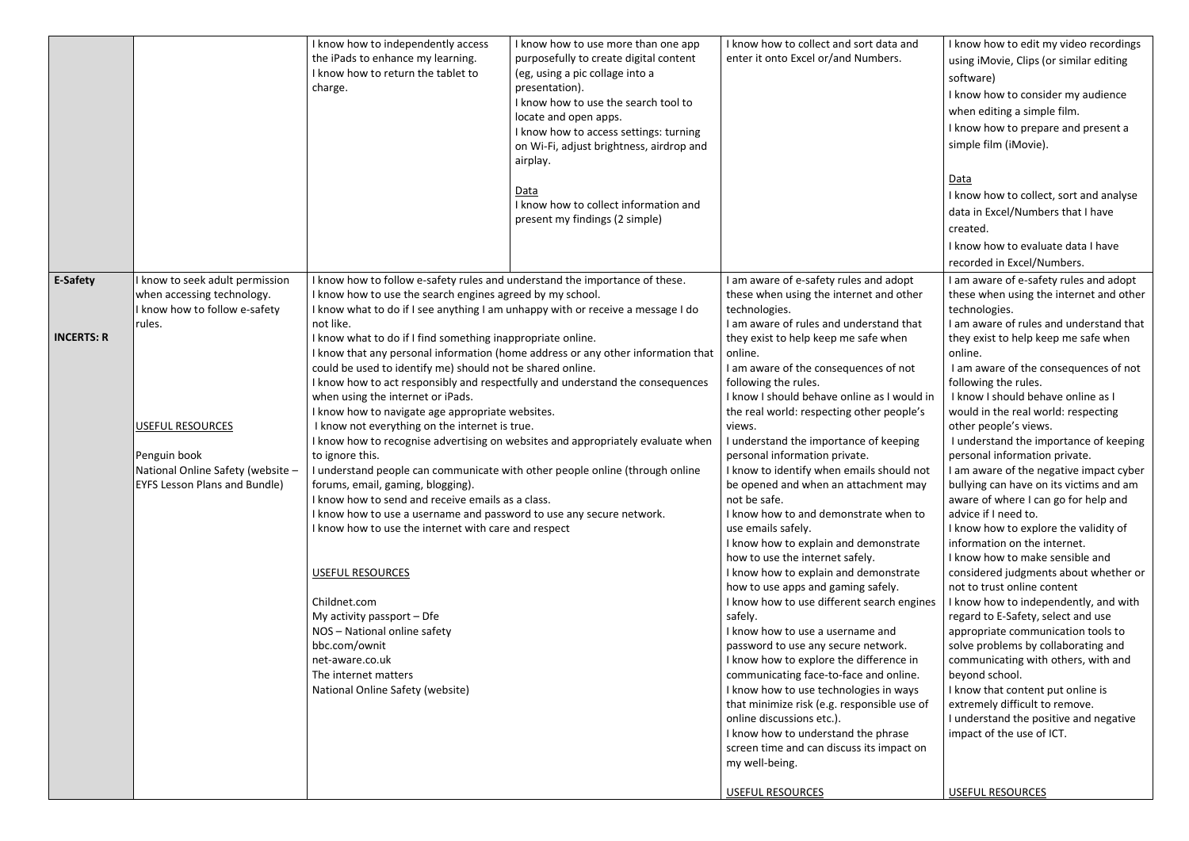|  |  |  |  |  |  |
|---|---|---|---|---|---|
|  |  | I know how to independently access the iPads to enhance my learning.<br>I know how to return the tablet to charge. | I know how to use more than one app purposefully to create digital content (eg, using a pic collage into a presentation).<br>I know how to use the search tool to locate and open apps.<br>I know how to access settings: turning on Wi-Fi, adjust brightness, airdrop and airplay.<br><br><u>Data</u><br>I know how to collect information and present my findings (2 simple) | I know how to collect and sort data and enter it onto Excel or/and Numbers. | I know how to edit my video recordings using iMovie, Clips (or similar editing software)<br>I know how to consider my audience when editing a simple film.<br>I know how to prepare and present a simple film (iMovie).<br><br><u>Data</u><br>I know how to collect, sort and analyse data in Excel/Numbers that I have created.<br>I know how to evaluate data I have recorded in Excel/Numbers. |
| **E-Safety**<br><br>**INCERTS: R** | I know to seek adult permission when accessing technology.<br>I know how to follow e-safety rules.<br><br><u>USEFUL RESOURCES</u><br><br>Penguin book<br>National Online Safety (website – EYFS Lesson Plans and Bundle) | I know how to follow e-safety rules and understand the importance of these.<br>I know how to use the search engines agreed by my school.<br>I know what to do if I see anything I am unhappy with or receive a message I do not like.<br>I know what to do if I find something inappropriate online.<br>I know that any personal information (home address or any other information that could be used to identify me) should not be shared online.<br>I know how to act responsibly and respectfully and understand the consequences when using the internet or iPads.<br>I know how to navigate age appropriate websites.<br>I know not everything on the internet is true.<br>I know how to recognise advertising on websites and appropriately evaluate when to ignore this.<br>I understand people can communicate with other people online (through online forums, email, gaming, blogging).<br>I know how to send and receive emails as a class.<br>I know how to use a username and password to use any secure network.<br>I know how to use the internet with care and respect<br><br><u>USEFUL RESOURCES</u><br><br>Childnet.com<br>My activity passport – Dfe<br>NOS – National online safety<br>bbc.com/ownit<br>net-aware.co.uk<br>The internet matters<br>National Online Safety (website) |  | I am aware of e-safety rules and adopt these when using the internet and other technologies.<br>I am aware of rules and understand that they exist to help keep me safe when online.<br>I am aware of the consequences of not following the rules.<br>I know I should behave online as I would in the real world: respecting other people's views.<br>I understand the importance of keeping personal information private.<br>I know to identify when emails should not be opened and when an attachment may not be safe.<br>I know how to and demonstrate when to use emails safely.<br>I know how to explain and demonstrate how to use the internet safely.<br>I know how to explain and demonstrate how to use apps and gaming safely.<br>I know how to use different search engines safely.<br>I know how to use a username and password to use any secure network.<br>I know how to explore the difference in communicating face-to-face and online.<br>I know how to use technologies in ways that minimize risk (e.g. responsible use of online discussions etc.).<br>I know how to understand the phrase screen time and can discuss its impact on my well-being.<br><br><u>USEFUL RESOURCES</u> | I am aware of e-safety rules and adopt these when using the internet and other technologies.<br>I am aware of rules and understand that they exist to help keep me safe when online.<br>I am aware of the consequences of not following the rules.<br>I know I should behave online as I would in the real world: respecting other people's views.<br>I understand the importance of keeping personal information private.<br>I am aware of the negative impact cyber bullying can have on its victims and am aware of where I can go for help and advice if I need to.<br>I know how to explore the validity of information on the internet.<br>I know how to make sensible and considered judgments about whether or not to trust online content<br>I know how to independently, and with regard to E-Safety, select and use appropriate communication tools to solve problems by collaborating and communicating with others, with and beyond school.<br>I know that content put online is extremely difficult to remove.<br>I understand the positive and negative impact of the use of ICT.<br><br><u>USEFUL RESOURCES</u> |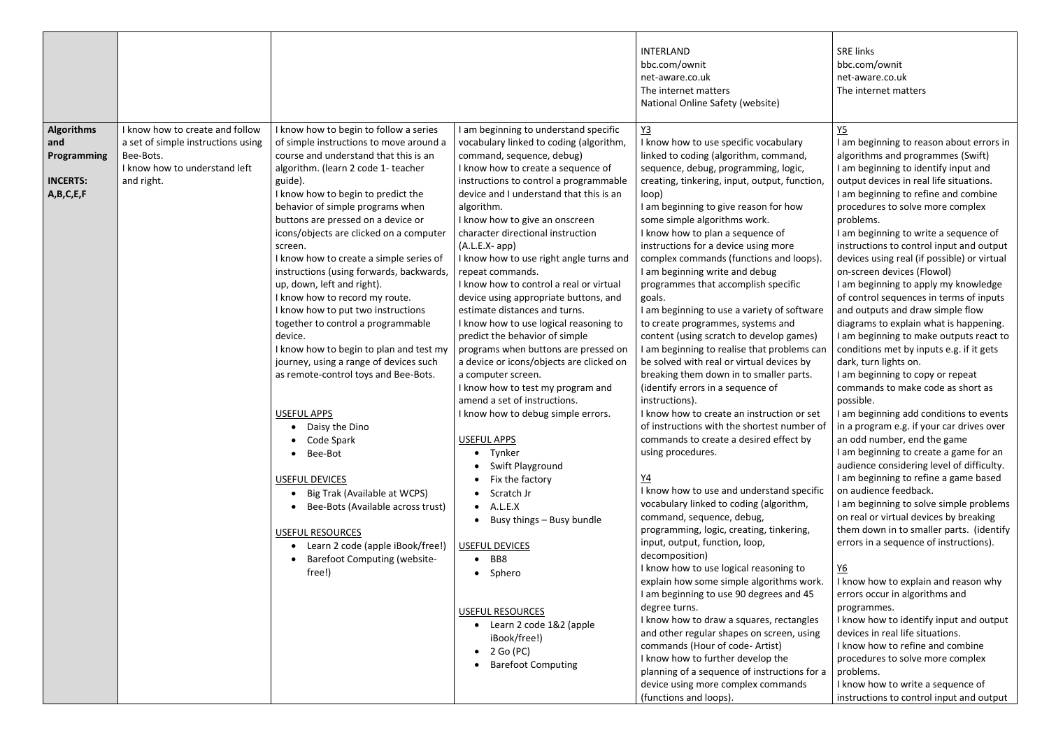| | | | | | |
|---|---|---|---|---|---|
| | | | | INTERLAND<br>bbc.com/ownit<br>net-aware.co.uk<br>The internet matters<br>National Online Safety (website) | SRE links<br>bbc.com/ownit<br>net-aware.co.uk<br>The internet matters |
| **Algorithms and Programming**<br><br>**INCERTS: A,B,C,E,F** | I know how to create and follow a set of simple instructions using Bee-Bots.<br>I know how to understand left and right. | I know how to begin to follow a series of simple instructions to move around a course and understand that this is an algorithm. (learn 2 code 1- teacher guide).<br>I know how to begin to predict the behavior of simple programs when buttons are pressed on a device or icons/objects are clicked on a computer screen.<br>I know how to create a simple series of instructions (using forwards, backwards, up, down, left and right).<br>I know how to record my route.<br>I know how to put two instructions together to control a programmable device.<br>I know how to begin to plan and test my journey, using a range of devices such as remote-control toys and Bee-Bots.<br><br>USEFUL APPS<br>• Daisy the Dino<br>• Code Spark<br>• Bee-Bot<br><br>USEFUL DEVICES<br>• Big Trak (Available at WCPS)<br>• Bee-Bots (Available across trust)<br><br>USEFUL RESOURCES<br>• Learn 2 code (apple iBook/free!)<br>• Barefoot Computing (website-free!) | I am beginning to understand specific vocabulary linked to coding (algorithm, command, sequence, debug)<br>I know how to create a sequence of instructions to control a programmable device and I understand that this is an algorithm.<br>I know how to give an onscreen character directional instruction (A.L.E.X- app)<br>I know how to use right angle turns and repeat commands.<br>I know how to control a real or virtual device using appropriate buttons, and estimate distances and turns.<br>I know how to use logical reasoning to predict the behavior of simple programs when buttons are pressed on a device or icons/objects are clicked on a computer screen.<br>I know how to test my program and amend a set of instructions.<br>I know how to debug simple errors.<br><br>USEFUL APPS<br>• Tynker<br>• Swift Playground<br>• Fix the factory<br>• Scratch Jr<br>• A.L.E.X<br>• Busy things – Busy bundle<br><br>USEFUL DEVICES<br>• BB8<br>• Sphero<br><br>USEFUL RESOURCES<br>• Learn 2 code 1&2 (apple iBook/free!)<br>• 2 Go (PC)<br>• Barefoot Computing | Y3<br>I know how to use specific vocabulary linked to coding (algorithm, command, sequence, debug, programming, logic, creating, tinkering, input, output, function, loop)<br>I am beginning to give reason for how some simple algorithms work.<br>I know how to plan a sequence of instructions for a device using more complex commands (functions and loops).<br>I am beginning write and debug programmes that accomplish specific goals.<br>I am beginning to use a variety of software to create programmes, systems and content (using scratch to develop games)<br>I am beginning to realise that problems can be solved with real or virtual devices by breaking them down in to smaller parts. (identify errors in a sequence of instructions).<br>I know how to create an instruction or set of instructions with the shortest number of commands to create a desired effect by using procedures.<br><br>Y4<br>I know how to use and understand specific vocabulary linked to coding (algorithm, command, sequence, debug, programming, logic, creating, tinkering, input, output, function, loop, decomposition)<br>I know how to use logical reasoning to explain how some simple algorithms work.<br>I am beginning to use 90 degrees and 45 degree turns.<br>I know how to draw a squares, rectangles and other regular shapes on screen, using commands (Hour of code- Artist)<br>I know how to further develop the planning of a sequence of instructions for a device using more complex commands (functions and loops). | Y5<br>I am beginning to reason about errors in algorithms and programmes (Swift)<br>I am beginning to identify input and output devices in real life situations.<br>I am beginning to refine and combine procedures to solve more complex problems.<br>I am beginning to write a sequence of instructions to control input and output devices using real (if possible) or virtual on-screen devices (Flowol)<br>I am beginning to apply my knowledge of control sequences in terms of inputs and outputs and draw simple flow diagrams to explain what is happening.<br>I am beginning to make outputs react to conditions met by inputs e.g. if it gets dark, turn lights on.<br>I am beginning to copy or repeat commands to make code as short as possible.<br>I am beginning add conditions to events in a program e.g. if your car drives over an odd number, end the game<br>I am beginning to create a game for an audience considering level of difficulty.<br>I am beginning to refine a game based on audience feedback.<br>I am beginning to solve simple problems on real or virtual devices by breaking them down in to smaller parts. (identify errors in a sequence of instructions).<br><br>Y6<br>I know how to explain and reason why errors occur in algorithms and programmes.<br>I know how to identify input and output devices in real life situations.<br>I know how to refine and combine procedures to solve more complex problems.<br>I know how to write a sequence of instructions to control input and output |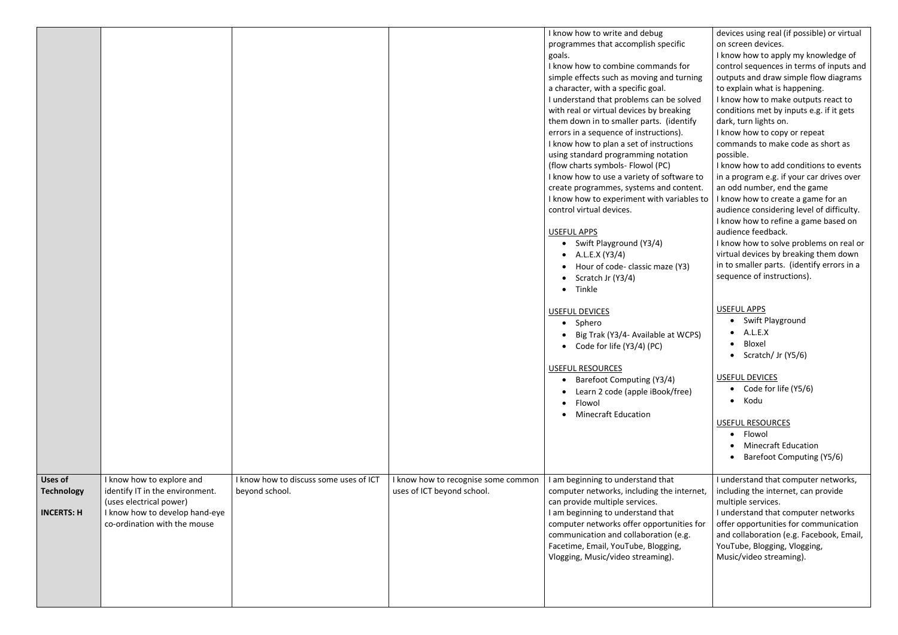| | | | | | |
|---|---|---|---|---|---|
| | | | | I know how to write and debug programmes that accomplish specific goals.<br>I know how to combine commands for simple effects such as moving and turning a character, with a specific goal.<br>I understand that problems can be solved with real or virtual devices by breaking them down in to smaller parts. (identify errors in a sequence of instructions).<br>I know how to plan a set of instructions using standard programming notation (flow charts symbols- Flowol (PC)<br>I know how to use a variety of software to create programmes, systems and content.<br>I know how to experiment with variables to control virtual devices.<br><br>USEFUL APPS<br>• Swift Playground (Y3/4)<br>• A.L.E.X (Y3/4)<br>• Hour of code- classic maze (Y3)<br>• Scratch Jr (Y3/4)<br>• Tinkle<br><br>USEFUL DEVICES<br>• Sphero<br>• Big Trak (Y3/4- Available at WCPS)<br>• Code for life (Y3/4) (PC)<br><br>USEFUL RESOURCES<br>• Barefoot Computing (Y3/4)<br>• Learn 2 code (apple iBook/free)<br>• Flowol<br>• Minecraft Education | devices using real (if possible) or virtual on screen devices.<br>I know how to apply my knowledge of control sequences in terms of inputs and outputs and draw simple flow diagrams to explain what is happening.<br>I know how to make outputs react to conditions met by inputs e.g. if it gets dark, turn lights on.<br>I know how to copy or repeat commands to make code as short as possible.<br>I know how to add conditions to events in a program e.g. if your car drives over an odd number, end the game<br>I know how to create a game for an audience considering level of difficulty.<br>I know how to refine a game based on audience feedback.<br>I know how to solve problems on real or virtual devices by breaking them down in to smaller parts. (identify errors in a sequence of instructions).<br><br>USEFUL APPS<br>• Swift Playground<br>• A.L.E.X<br>• Bloxel<br>• Scratch/ Jr (Y5/6)<br><br>USEFUL DEVICES<br>• Code for life (Y5/6)<br>• Kodu<br><br>USEFUL RESOURCES<br>• Flowol<br>• Minecraft Education<br>• Barefoot Computing (Y5/6) |
| **Uses of Technology**<br><br>**INCERTS: H** | I know how to explore and identify IT in the environment. (uses electrical power)<br>I know how to develop hand-eye co-ordination with the mouse | I know how to discuss some uses of ICT beyond school. | I know how to recognise some common uses of ICT beyond school. | I am beginning to understand that computer networks, including the internet, can provide multiple services.<br>I am beginning to understand that computer networks offer opportunities for communication and collaboration (e.g. Facetime, Email, YouTube, Blogging, Vlogging, Music/video streaming). | I understand that computer networks, including the internet, can provide multiple services.<br>I understand that computer networks offer opportunities for communication and collaboration (e.g. Facebook, Email, YouTube, Blogging, Vlogging, Music/video streaming). |